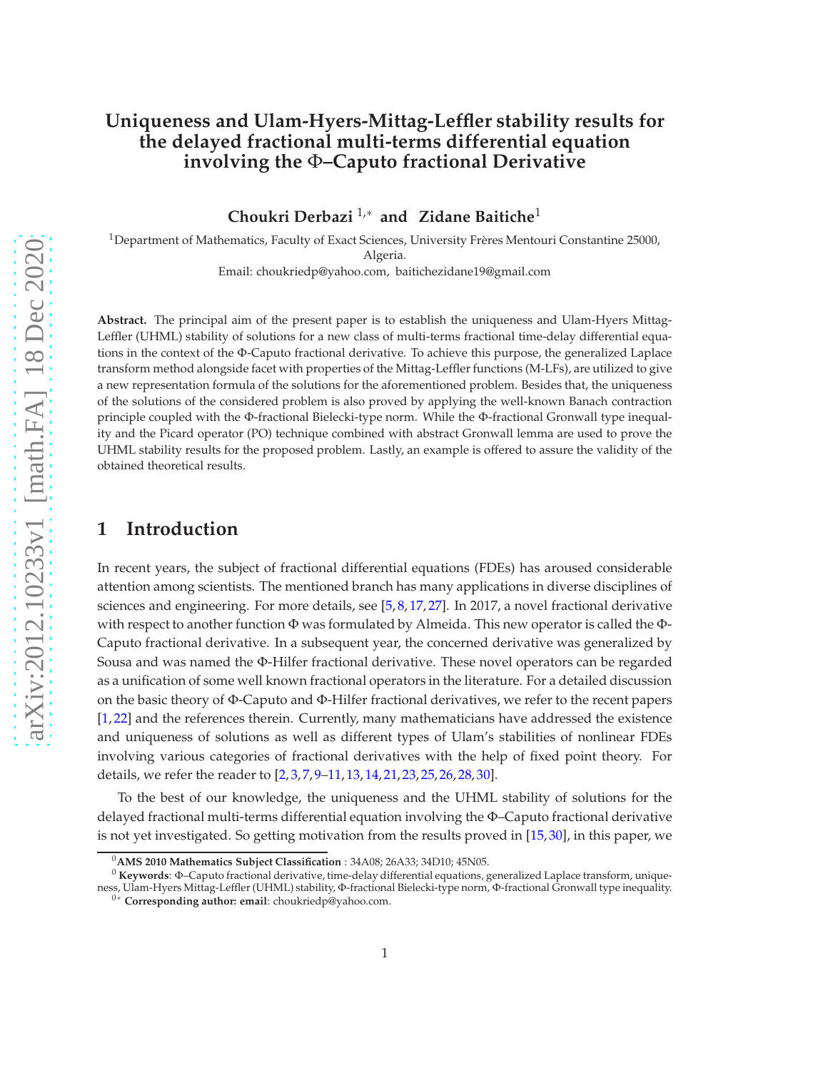# Uniqueness and Ulam-Hyers-Mittag-Leffler stability results for the delayed fractional multi-terms differential equation involving the $\Phi$–Caputo fractional Derivative

**Choukri Derbazi** [1,*] **and Zidane Baitiche**[1]

[1]Department of Mathematics, Faculty of Exact Sciences, University Frères Mentouri Constantine 25000, Algeria.
Email: choukriedp@yahoo.com, baitichezidane19@gmail.com

**Abstract.** The principal aim of the present paper is to establish the uniqueness and Ulam-Hyers Mittag-Leffler (UHML) stability of solutions for a new class of multi-terms fractional time-delay differential equations in the context of the $\Phi$-Caputo fractional derivative. To achieve this purpose, the generalized Laplace transform method alongside facet with properties of the Mittag-Leffler functions (M-LFs), are utilized to give a new representation formula of the solutions for the aforementioned problem. Besides that, the uniqueness of the solutions of the considered problem is also proved by applying the well-known Banach contraction principle coupled with the $\Phi$-fractional Bielecki-type norm. While the $\Phi$-fractional Gronwall type inequality and the Picard operator (PO) technique combined with abstract Gronwall lemma are used to prove the UHML stability results for the proposed problem. Lastly, an example is offered to assure the validity of the obtained theoretical results.

## 1 Introduction

In recent years, the subject of fractional differential equations (FDEs) has aroused considerable attention among scientists. The mentioned branch has many applications in diverse disciplines of sciences and engineering. For more details, see [5,8,17,27]. In 2017, a novel fractional derivative with respect to another function $\Phi$ was formulated by Almeida. This new operator is called the $\Phi$-Caputo fractional derivative. In a subsequent year, the concerned derivative was generalized by Sousa and was named the $\Phi$-Hilfer fractional derivative. These novel operators can be regarded as a unification of some well known fractional operators in the literature. For a detailed discussion on the basic theory of $\Phi$-Caputo and $\Phi$-Hilfer fractional derivatives, we refer to the recent papers [1,22] and the references therein. Currently, many mathematicians have addressed the existence and uniqueness of solutions as well as different types of Ulam's stabilities of nonlinear FDEs involving various categories of fractional derivatives with the help of fixed point theory. For details, we refer the reader to [2,3,7,9–11,13,14,21,23,25,26,28,30].

To the best of our knowledge, the uniqueness and the UHML stability of solutions for the delayed fractional multi-terms differential equation involving the $\Phi$–Caputo fractional derivative is not yet investigated. So getting motivation from the results proved in [15,30], in this paper, we

---

[0]**AMS 2010 Mathematics Subject Classification** : 34A08; 26A33; 34D10; 45N05.
[0] **Keywords**: $\Phi$–Caputo fractional derivative, time-delay differential equations, generalized Laplace transform, uniqueness, Ulam-Hyers Mittag-Leffler (UHML) stability, $\Phi$-fractional Bielecki-type norm, $\Phi$-fractional Gronwall type inequality.
[0*] **Corresponding author: email**: choukriedp@yahoo.com.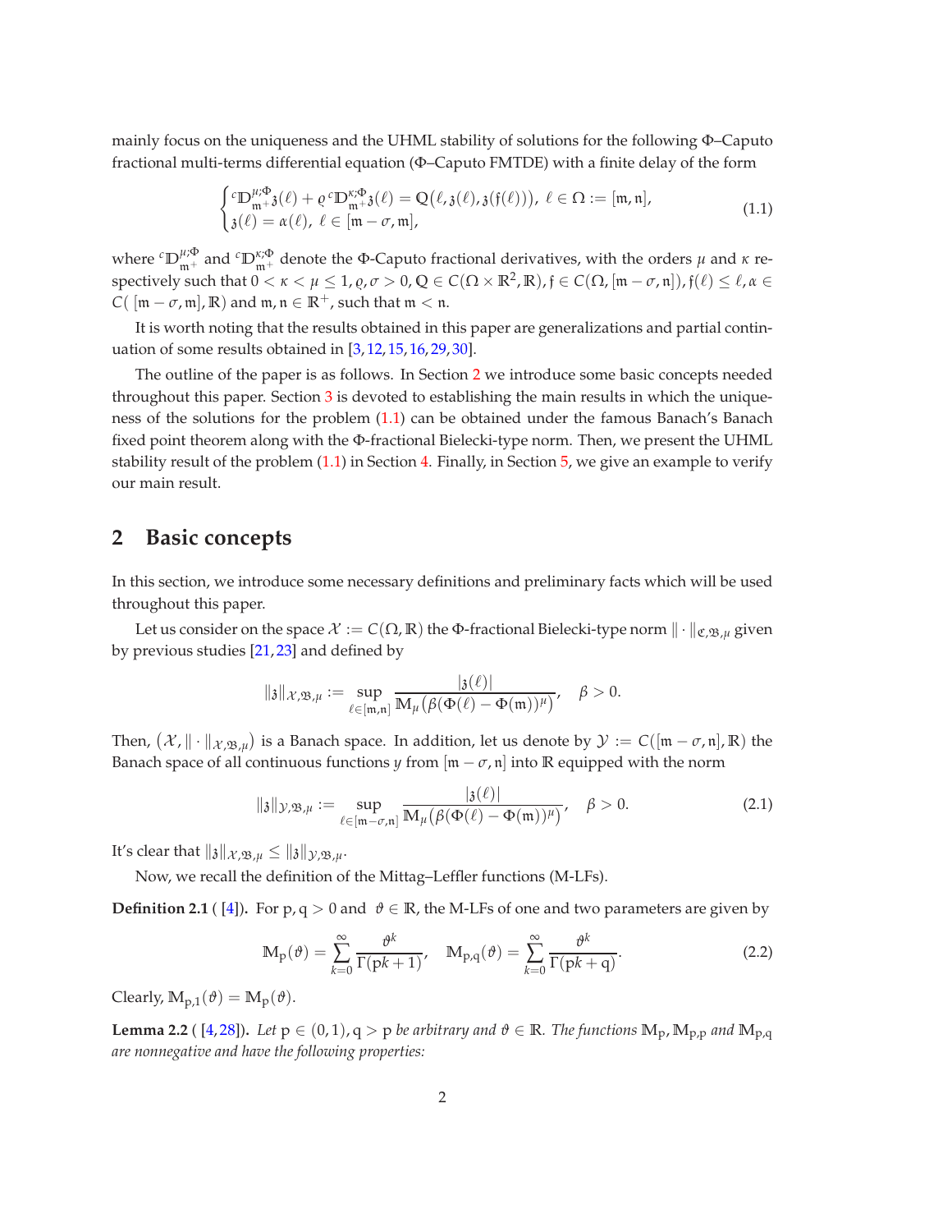mainly focus on the uniqueness and the UHML stability of solutions for the following Φ–Caputo fractional multi-terms differential equation (Φ–Caputo FMTDE) with a finite delay of the form

$$\begin{cases} {}^{c}\mathbb{D}^{\mu;\Phi}_{\mathfrak{m}^+}\mathfrak{z}(\ell) + \varrho\, {}^{c}\mathbb{D}^{\kappa;\Phi}_{\mathfrak{m}^+}\mathfrak{z}(\ell) = \mathbb{Q}\big(\ell, \mathfrak{z}(\ell), \mathfrak{z}(\mathfrak{f}(\ell))\big),\ \ell \in \Omega := [\mathfrak{m}, \mathfrak{n}], \\ \mathfrak{z}(\ell) = \alpha(\ell),\ \ell \in [\mathfrak{m} - \sigma, \mathfrak{m}], \end{cases} \tag{1.1}$$

where ${}^{c}\mathbb{D}^{\mu;\Phi}_{\mathfrak{m}^+}$ and ${}^{c}\mathbb{D}^{\kappa;\Phi}_{\mathfrak{m}^+}$ denote the Φ-Caputo fractional derivatives, with the orders $\mu$ and $\kappa$ respectively such that $0 < \kappa < \mu \leq 1, \varrho, \sigma > 0, \mathbb{Q} \in C(\Omega \times \mathbb{R}^2, \mathbb{R}), \mathfrak{f} \in C(\Omega, [\mathfrak{m} - \sigma, \mathfrak{n}]), \mathfrak{f}(\ell) \leq \ell, \alpha \in C(\,[\mathfrak{m} - \sigma, \mathfrak{m}], \mathbb{R})$ and $\mathfrak{m}, \mathfrak{n} \in \mathbb{R}^+$, such that $\mathfrak{m} < \mathfrak{n}$.

It is worth noting that the results obtained in this paper are generalizations and partial continuation of some results obtained in [3,12,15,16,29,30].

The outline of the paper is as follows. In Section 2 we introduce some basic concepts needed throughout this paper. Section 3 is devoted to establishing the main results in which the uniqueness of the solutions for the problem (1.1) can be obtained under the famous Banach's fixed point theorem along with the Φ-fractional Bielecki-type norm. Then, we present the UHML stability result of the problem (1.1) in Section 4. Finally, in Section 5, we give an example to verify our main result.

## 2 Basic concepts

In this section, we introduce some necessary definitions and preliminary facts which will be used throughout this paper.

Let us consider on the space $\mathcal{X} := C(\Omega, \mathbb{R})$ the Φ-fractional Bielecki-type norm $\|\cdot\|_{\mathfrak{C},\mathfrak{B},\mu}$ given by previous studies [21,23] and defined by

$$\|\mathfrak{z}\|_{\mathcal{X},\mathfrak{B},\mu} := \sup_{\ell \in [\mathfrak{m},\mathfrak{n}]} \frac{|\mathfrak{z}(\ell)|}{\mathbb{M}_{\mu}\big(\beta(\Phi(\ell) - \Phi(\mathfrak{m}))^{\mu}\big)}, \quad \beta > 0.$$

Then, $\big(\mathcal{X}, \|\cdot\|_{\mathcal{X},\mathfrak{B},\mu}\big)$ is a Banach space. In addition, let us denote by $\mathcal{Y} := C([\mathfrak{m} - \sigma, \mathfrak{n}], \mathbb{R})$ the Banach space of all continuous functions $y$ from $[\mathfrak{m} - \sigma, \mathfrak{n}]$ into $\mathbb{R}$ equipped with the norm

$$\|\mathfrak{z}\|_{\mathcal{Y},\mathfrak{B},\mu} := \sup_{\ell \in [\mathfrak{m}-\sigma,\mathfrak{n}]} \frac{|\mathfrak{z}(\ell)|}{\mathbb{M}_{\mu}\big(\beta(\Phi(\ell) - \Phi(\mathfrak{m}))^{\mu}\big)}, \quad \beta > 0. \tag{2.1}$$

It's clear that $\|\mathfrak{z}\|_{\mathcal{X},\mathfrak{B},\mu} \leq \|\mathfrak{z}\|_{\mathcal{Y},\mathfrak{B},\mu}$.

Now, we recall the definition of the Mittag–Leffler functions (M-LFs).

**Definition 2.1** ( [4]). For $\mathrm{p}, \mathrm{q} > 0$ and $\vartheta \in \mathbb{R}$, the M-LFs of one and two parameters are given by

$$\mathbb{M}_{\mathrm{p}}(\vartheta) = \sum_{k=0}^{\infty} \frac{\vartheta^k}{\Gamma(\mathrm{p}k + 1)}, \quad \mathbb{M}_{\mathrm{p},\mathrm{q}}(\vartheta) = \sum_{k=0}^{\infty} \frac{\vartheta^k}{\Gamma(\mathrm{p}k + \mathrm{q})}. \tag{2.2}$$

Clearly, $\mathbb{M}_{\mathrm{p},1}(\vartheta) = \mathbb{M}_{\mathrm{p}}(\vartheta)$.

**Lemma 2.2** ( [4,28]). *Let $\mathrm{p} \in (0,1), \mathrm{q} > \mathrm{p}$ be arbitrary and $\vartheta \in \mathbb{R}$. The functions $\mathbb{M}_{\mathrm{p}}, \mathbb{M}_{\mathrm{p},\mathrm{p}}$ and $\mathbb{M}_{\mathrm{p},\mathrm{q}}$ are nonnegative and have the following properties:*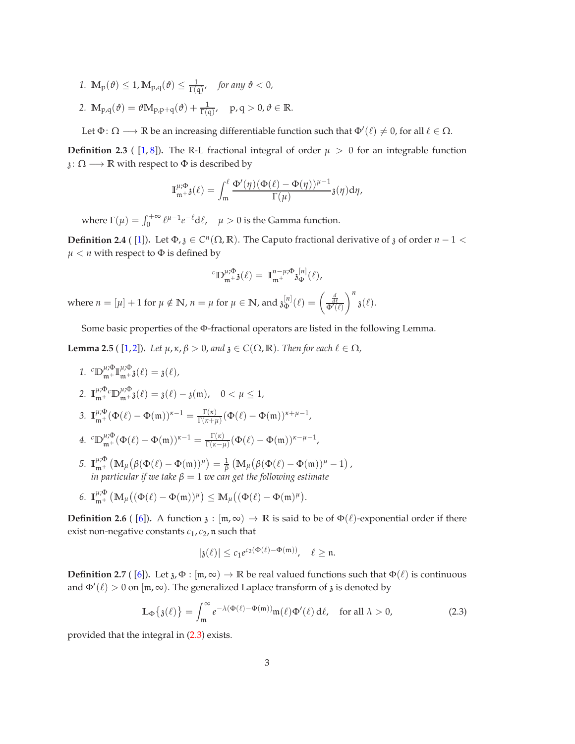1. $\mathbb{M}_{\mathrm{p}}(\vartheta) \leq 1, \mathbb{M}_{\mathrm{p},\mathrm{q}}(\vartheta) \leq \frac{1}{\Gamma(\mathrm{q})}$, *for any* $\vartheta < 0$,
2. $\mathbb{M}_{\mathrm{p},\mathrm{q}}(\vartheta) = \vartheta \mathbb{M}_{\mathrm{p},\mathrm{p}+\mathrm{q}}(\vartheta) + \frac{1}{\Gamma(\mathrm{q})}$, $\quad \mathrm{p}, \mathrm{q} > 0, \vartheta \in \mathbb{R}$.

Let $\Phi\colon \Omega \longrightarrow \mathbb{R}$ be an increasing differentiable function such that $\Phi'(\ell) \neq 0$, for all $\ell \in \Omega$.

**Definition 2.3** ( [1, 8]). The R-L fractional integral of order $\mu > 0$ for an integrable function $\mathfrak{z}\colon \Omega \longrightarrow \mathbb{R}$ with respect to $\Phi$ is described by

$$\mathbb{I}^{\mu;\Phi}_{\mathfrak{m}^+}\mathfrak{z}(\ell) = \int_{\mathfrak{m}}^{\ell} \frac{\Phi'(\eta)(\Phi(\ell)-\Phi(\eta))^{\mu-1}}{\Gamma(\mu)}\mathfrak{z}(\eta)\mathrm{d}\eta,$$

where $\Gamma(\mu) = \int_0^{+\infty} \ell^{\mu-1}e^{-\ell}\mathrm{d}\ell$, $\quad \mu > 0$ is the Gamma function.

**Definition 2.4** ( [1]). Let $\Phi, \mathfrak{z} \in C^n(\Omega, \mathbb{R})$. The Caputo fractional derivative of $\mathfrak{z}$ of order $n-1 < \mu < n$ with respect to $\Phi$ is defined by

$${}^{c}\mathbb{D}^{\mu;\Phi}_{\mathfrak{m}^+}\mathfrak{z}(\ell) = \mathbb{I}^{n-\mu;\Phi}_{\mathfrak{m}^+}\mathfrak{z}^{[n]}_{\Phi}(\ell),$$

where $n = [\mu]+1$ for $\mu \notin \mathbb{N}$, $n = \mu$ for $\mu \in \mathbb{N}$, and $\mathfrak{z}^{[n]}_{\Phi}(\ell) = \left(\frac{\frac{d}{d\ell}}{\Phi'(\ell)}\right)^n \mathfrak{z}(\ell)$.

Some basic properties of the $\Phi$-fractional operators are listed in the following Lemma.

**Lemma 2.5** ( [1, 2]). *Let* $\mu, \kappa, \beta > 0$, *and* $\mathfrak{z} \in C(\Omega, \mathbb{R})$. *Then for each* $\ell \in \Omega$,

1. ${}^{c}\mathbb{D}^{\mu;\Phi}_{\mathfrak{m}^+}\mathbb{I}^{\mu;\Phi}_{\mathfrak{m}^+}\mathfrak{z}(\ell) = \mathfrak{z}(\ell)$,
2. $\mathbb{I}^{\mu;\Phi}_{\mathfrak{m}^+}{}^{c}\mathbb{D}^{\mu;\Phi}_{\mathfrak{m}^+}\mathfrak{z}(\ell) = \mathfrak{z}(\ell) - \mathfrak{z}(\mathfrak{m})$, $\quad 0 < \mu \leq 1$,
3. $\mathbb{I}^{\mu;\Phi}_{\mathfrak{m}^+}(\Phi(\ell)-\Phi(\mathfrak{m}))^{\kappa-1} = \frac{\Gamma(\kappa)}{\Gamma(\kappa+\mu)}(\Phi(\ell)-\Phi(\mathfrak{m}))^{\kappa+\mu-1}$,
4. ${}^{c}\mathbb{D}^{\mu;\Phi}_{\mathfrak{m}^+}(\Phi(\ell)-\Phi(\mathfrak{m}))^{\kappa-1} = \frac{\Gamma(\kappa)}{\Gamma(\kappa-\mu)}(\Phi(\ell)-\Phi(\mathfrak{m}))^{\kappa-\mu-1}$,
5. $\mathbb{I}^{\mu;\Phi}_{\mathfrak{m}^+}\left(\mathbb{M}_{\mu}(\beta(\Phi(\ell)-\Phi(\mathfrak{m}))^{\mu}\right) = \frac{1}{\beta}\left(\mathbb{M}_{\mu}(\beta(\Phi(\ell)-\Phi(\mathfrak{m}))^{\mu}-1\right)$,
   *in particular if we take* $\beta = 1$ *we can get the following estimate*
6. $\mathbb{I}^{\mu;\Phi}_{\mathfrak{m}^+}\left(\mathbb{M}_{\mu}((\Phi(\ell)-\Phi(\mathfrak{m}))^{\mu}\right) \leq \mathbb{M}_{\mu}((\Phi(\ell)-\Phi(\mathfrak{m})^{\mu})$.

**Definition 2.6** ( [6]). A function $\mathfrak{z} : [\mathfrak{m}, \infty) \to \mathbb{R}$ is said to be of $\Phi(\ell)$-exponential order if there exist non-negative constants $c_1, c_2, \mathfrak{n}$ such that

$$|\mathfrak{z}(\ell)| \leq c_1 e^{c_2(\Phi(\ell)-\Phi(\mathfrak{m}))}, \quad \ell \geq \mathfrak{n}.$$

**Definition 2.7** ( [6]). Let $\mathfrak{z}, \Phi : [\mathfrak{m}, \infty) \to \mathbb{R}$ be real valued functions such that $\Phi(\ell)$ is continuous and $\Phi'(\ell) > 0$ on $[\mathfrak{m}, \infty)$. The generalized Laplace transform of $\mathfrak{z}$ is denoted by

$$\mathbb{L}_{\Phi}\{\mathfrak{z}(\ell)\} = \int_{\mathfrak{m}}^{\infty} e^{-\lambda(\Phi(\ell)-\Phi(\mathfrak{m}))}\mathfrak{m}(\ell)\Phi'(\ell)\,\mathrm{d}\ell, \quad \text{for all } \lambda > 0, \tag{2.3}$$

provided that the integral in (2.3) exists.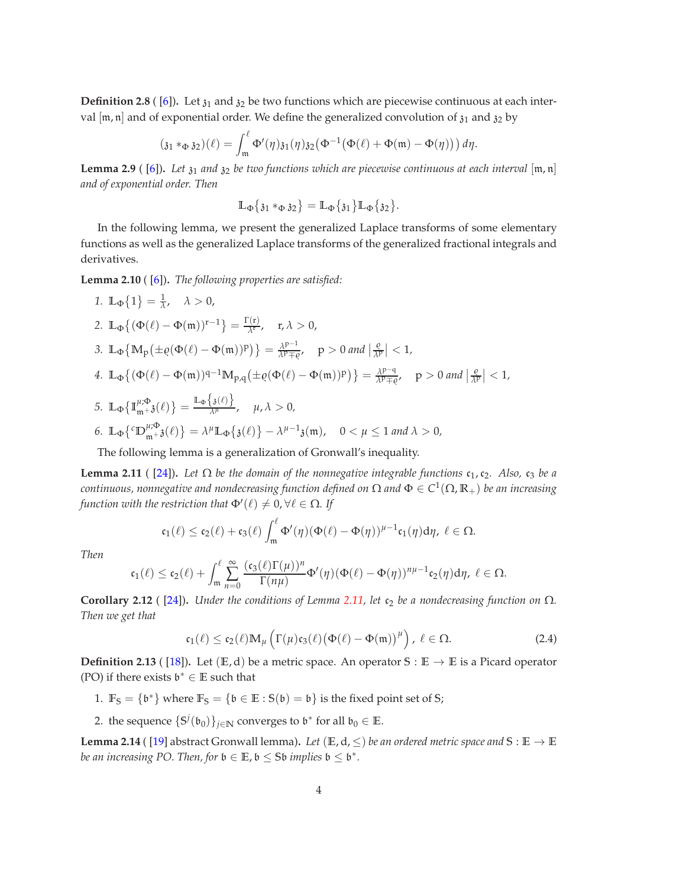**Definition 2.8** ( [6]). Let $\mathfrak{z}_1$ and $\mathfrak{z}_2$ be two functions which are piecewise continuous at each interval $[\mathfrak{m}, \mathfrak{n}]$ and of exponential order. We define the generalized convolution of $\mathfrak{z}_1$ and $\mathfrak{z}_2$ by

$$(\mathfrak{z}_1 *_\Phi \mathfrak{z}_2)(\ell) = \int_{\mathfrak{m}}^{\ell} \Phi'(\eta)\mathfrak{z}_1(\eta)\mathfrak{z}_2\big(\Phi^{-1}\big(\Phi(\ell) + \Phi(\mathfrak{m}) - \Phi(\eta)\big)\big)\, d\eta.$$

**Lemma 2.9** ( [6]). *Let $\mathfrak{z}_1$ and $\mathfrak{z}_2$ be two functions which are piecewise continuous at each interval $[\mathfrak{m}, \mathfrak{n}]$ and of exponential order. Then*

$$\mathbb{L}_\Phi\{\mathfrak{z}_1 *_\Phi \mathfrak{z}_2\} = \mathbb{L}_\Phi\{\mathfrak{z}_1\}\mathbb{L}_\Phi\{\mathfrak{z}_2\}.$$

In the following lemma, we present the generalized Laplace transforms of some elementary functions as well as the generalized Laplace transforms of the generalized fractional integrals and derivatives.

**Lemma 2.10** ( [6]). *The following properties are satisfied:*

1. $\mathbb{L}_\Phi\{1\} = \frac{1}{\lambda}, \quad \lambda > 0,$
2. $\mathbb{L}_\Phi\{(\Phi(\ell) - \Phi(\mathfrak{m}))^{\mathrm{r}-1}\} = \frac{\Gamma(\mathrm{r})}{\lambda^{\mathrm{r}}}, \quad \mathrm{r}, \lambda > 0,$
3. $\mathbb{L}_\Phi\{\mathbb{M}_{\mathrm{p}}(\pm\varrho(\Phi(\ell) - \Phi(\mathfrak{m}))^{\mathrm{p}})\} = \frac{\lambda^{\mathrm{p}-1}}{\lambda^{\mathrm{p}} \mp \varrho}, \quad \mathrm{p} > 0$ *and* $\left|\frac{\varrho}{\lambda^{\mathrm{p}}}\right| < 1,$
4. $\mathbb{L}_\Phi\{(\Phi(\ell) - \Phi(\mathfrak{m}))^{\mathrm{q}-1}\mathbb{M}_{\mathrm{p},\mathrm{q}}(\pm\varrho(\Phi(\ell) - \Phi(\mathfrak{m}))^{\mathrm{p}})\} = \frac{\lambda^{\mathrm{p}-\mathrm{q}}}{\lambda^{\mathrm{p}} \mp \varrho}, \quad \mathrm{p} > 0$ *and* $\left|\frac{\varrho}{\lambda^{\mathrm{p}}}\right| < 1,$
5. $\mathbb{L}_\Phi\{\mathbb{I}_{\mathfrak{m}^+}^{\mu;\Phi}\mathfrak{z}(\ell)\} = \frac{\mathbb{L}_\Phi\{\mathfrak{z}(\ell)\}}{\lambda^{\mu}}, \quad \mu, \lambda > 0,$
6. $\mathbb{L}_\Phi\{{}^{c}\mathbb{D}_{\mathfrak{m}^+}^{\mu;\Phi}\mathfrak{z}(\ell)\} = \lambda^{\mu}\mathbb{L}_\Phi\{\mathfrak{z}(\ell)\} - \lambda^{\mu-1}\mathfrak{z}(\mathfrak{m}), \quad 0 < \mu \leq 1$ *and* $\lambda > 0,$

The following lemma is a generalization of Gronwall's inequality.

**Lemma 2.11** ( [24]). *Let $\Omega$ be the domain of the nonnegative integrable functions $\mathfrak{c}_1, \mathfrak{c}_2$. Also, $\mathfrak{c}_3$ be a continuous, nonnegative and nondecreasing function defined on $\Omega$ and $\Phi \in C^1(\Omega, \mathbb{R}_+)$ be an increasing function with the restriction that $\Phi'(\ell) \neq 0, \forall \ell \in \Omega$. If*

$$\mathfrak{c}_1(\ell) \leq \mathfrak{c}_2(\ell) + \mathfrak{c}_3(\ell)\int_{\mathfrak{m}}^{\ell} \Phi'(\eta)(\Phi(\ell) - \Phi(\eta))^{\mu-1}\mathfrak{c}_1(\eta)d\eta,\ \ell \in \Omega.$$

*Then*

$$\mathfrak{c}_1(\ell) \leq \mathfrak{c}_2(\ell) + \int_{\mathfrak{m}}^{\ell} \sum_{n=0}^{\infty} \frac{(\mathfrak{c}_3(\ell)\Gamma(\mu))^n}{\Gamma(n\mu)}\Phi'(\eta)(\Phi(\ell) - \Phi(\eta))^{n\mu-1}\mathfrak{c}_2(\eta)d\eta,\ \ell \in \Omega.$$

**Corollary 2.12** ( [24]). *Under the conditions of Lemma 2.11, let $\mathfrak{c}_2$ be a nondecreasing function on $\Omega$. Then we get that*

$$\mathfrak{c}_1(\ell) \leq \mathfrak{c}_2(\ell)\mathbb{M}_\mu\left(\Gamma(\mu)\mathfrak{c}_3(\ell)\big(\Phi(\ell) - \Phi(\mathfrak{m})\big)^{\mu}\right),\ \ell \in \Omega. \tag{2.4}$$

**Definition 2.13** ( [18]). Let $(\mathbb{E}, \mathrm{d})$ be a metric space. An operator $\mathrm{S} : \mathbb{E} \to \mathbb{E}$ is a Picard operator (PO) if there exists $\mathfrak{b}^* \in \mathbb{E}$ such that

1. $\mathbb{F}_{\mathrm{S}} = \{\mathfrak{b}^*\}$ where $\mathbb{F}_{\mathrm{S}} = \{\mathfrak{b} \in \mathbb{E} : \mathrm{S}(\mathfrak{b}) = \mathfrak{b}\}$ is the fixed point set of $\mathrm{S}$;
2. the sequence $\{\mathrm{S}^j(\mathfrak{b}_0)\}_{j\in\mathbb{N}}$ converges to $\mathfrak{b}^*$ for all $\mathfrak{b}_0 \in \mathbb{E}$.

**Lemma 2.14** ( [19] abstract Gronwall lemma). *Let $(\mathbb{E}, \mathrm{d}, \leq)$ be an ordered metric space and $\mathrm{S} : \mathbb{E} \to \mathbb{E}$ be an increasing PO. Then, for $\mathfrak{b} \in \mathbb{E}$, $\mathfrak{b} \leq \mathrm{S}\mathfrak{b}$ implies $\mathfrak{b} \leq \mathfrak{b}^*$.*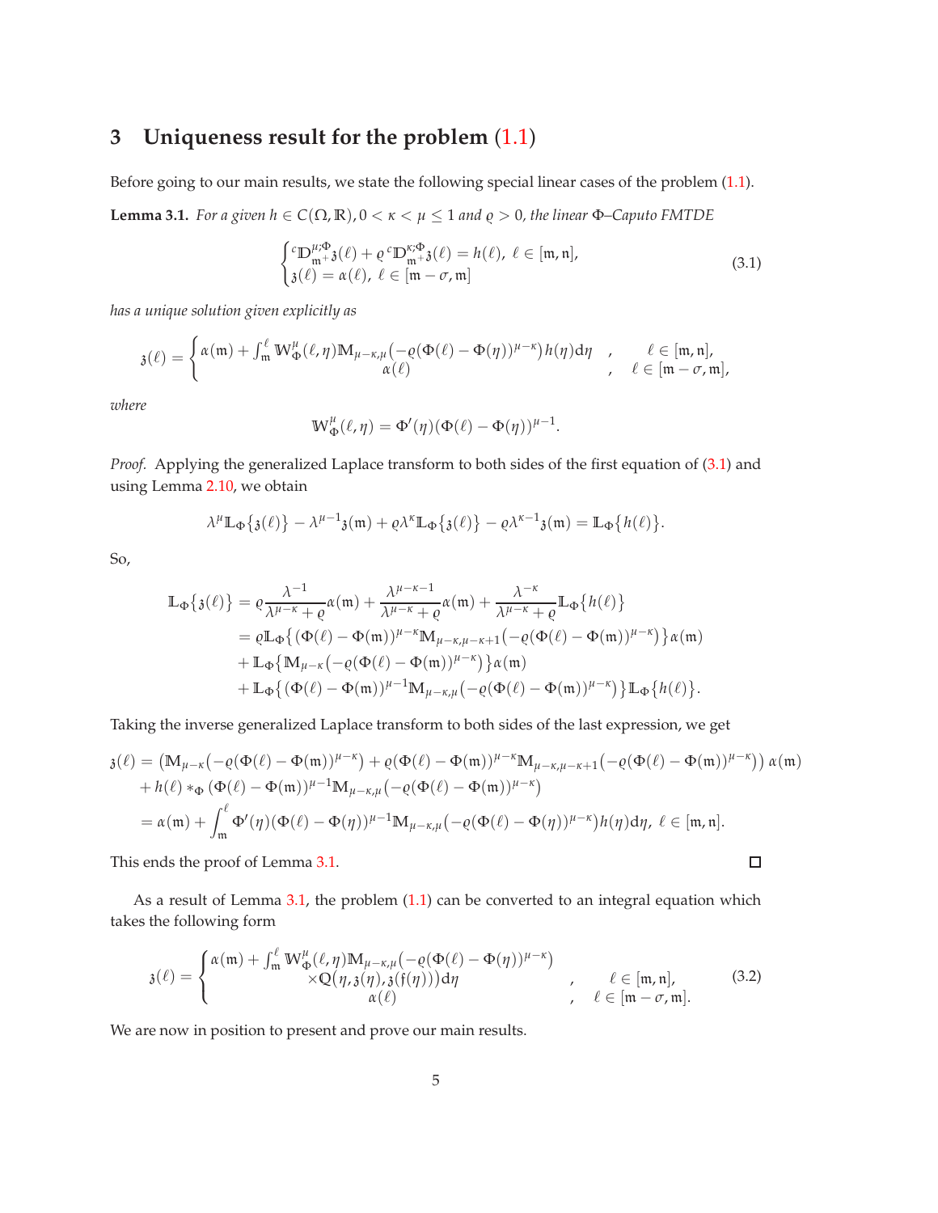## 3 Uniqueness result for the problem (1.1)

Before going to our main results, we state the following special linear cases of the problem (1.1).

**Lemma 3.1.** *For a given $h \in C(\Omega, \mathbb{R})$, $0 < \kappa < \mu \leq 1$ and $\varrho > 0$, the linear $\Phi$–Caputo FMTDE*

$$\begin{cases} {}^{c}\mathbb{D}^{\mu;\Phi}_{\mathfrak{m}^+}\mathfrak{z}(\ell) + \varrho\, {}^{c}\mathbb{D}^{\kappa;\Phi}_{\mathfrak{m}^+}\mathfrak{z}(\ell) = h(\ell), \ \ell \in [\mathfrak{m}, \mathfrak{n}], \\ \mathfrak{z}(\ell) = \alpha(\ell), \ \ell \in [\mathfrak{m} - \sigma, \mathfrak{m}] \end{cases} \tag{3.1}$$

*has a unique solution given explicitly as*

$$\mathfrak{z}(\ell) = \begin{cases} \alpha(\mathfrak{m}) + \int_{\mathfrak{m}}^{\ell} \mathbb{W}^{\mu}_{\Phi}(\ell, \eta)\mathbb{M}_{\mu-\kappa,\mu}\big(-\varrho(\Phi(\ell) - \Phi(\eta))^{\mu-\kappa}\big)h(\eta)\mathrm{d}\eta & , \quad \ell \in [\mathfrak{m}, \mathfrak{n}], \\ \alpha(\ell) & , \quad \ell \in [\mathfrak{m} - \sigma, \mathfrak{m}], \end{cases}$$

*where*

$$\mathbb{W}^{\mu}_{\Phi}(\ell, \eta) = \Phi'(\eta)(\Phi(\ell) - \Phi(\eta))^{\mu-1}.$$

*Proof.* Applying the generalized Laplace transform to both sides of the first equation of (3.1) and using Lemma 2.10, we obtain

$$\lambda^{\mu}\mathbb{L}_{\Phi}\{\mathfrak{z}(\ell)\} - \lambda^{\mu-1}\mathfrak{z}(\mathfrak{m}) + \varrho\lambda^{\kappa}\mathbb{L}_{\Phi}\{\mathfrak{z}(\ell)\} - \varrho\lambda^{\kappa-1}\mathfrak{z}(\mathfrak{m}) = \mathbb{L}_{\Phi}\{h(\ell)\}.$$

So,

$$\begin{aligned} \mathbb{L}_{\Phi}\{\mathfrak{z}(\ell)\} &= \varrho\frac{\lambda^{-1}}{\lambda^{\mu-\kappa} + \varrho}\alpha(\mathfrak{m}) + \frac{\lambda^{\mu-\kappa-1}}{\lambda^{\mu-\kappa} + \varrho}\alpha(\mathfrak{m}) + \frac{\lambda^{-\kappa}}{\lambda^{\mu-\kappa} + \varrho}\mathbb{L}_{\Phi}\{h(\ell)\} \\ &= \varrho\mathbb{L}_{\Phi}\big\{(\Phi(\ell) - \Phi(\mathfrak{m}))^{\mu-\kappa}\mathbb{M}_{\mu-\kappa,\mu-\kappa+1}\big(-\varrho(\Phi(\ell) - \Phi(\mathfrak{m}))^{\mu-\kappa}\big)\big\}\alpha(\mathfrak{m}) \\ &\quad + \mathbb{L}_{\Phi}\big\{\mathbb{M}_{\mu-\kappa}\big(-\varrho(\Phi(\ell) - \Phi(\mathfrak{m}))^{\mu-\kappa}\big)\big\}\alpha(\mathfrak{m}) \\ &\quad + \mathbb{L}_{\Phi}\big\{(\Phi(\ell) - \Phi(\mathfrak{m}))^{\mu-1}\mathbb{M}_{\mu-\kappa,\mu}\big(-\varrho(\Phi(\ell) - \Phi(\mathfrak{m}))^{\mu-\kappa}\big)\big\}\mathbb{L}_{\Phi}\{h(\ell)\}. \end{aligned}$$

Taking the inverse generalized Laplace transform to both sides of the last expression, we get

$$\begin{aligned} \mathfrak{z}(\ell) &= \big(\mathbb{M}_{\mu-\kappa}\big(-\varrho(\Phi(\ell) - \Phi(\mathfrak{m}))^{\mu-\kappa}\big) + \varrho(\Phi(\ell) - \Phi(\mathfrak{m}))^{\mu-\kappa}\mathbb{M}_{\mu-\kappa,\mu-\kappa+1}\big(-\varrho(\Phi(\ell) - \Phi(\mathfrak{m}))^{\mu-\kappa}\big)\big)\,\alpha(\mathfrak{m}) \\ &\quad + h(\ell) *_{\Phi} (\Phi(\ell) - \Phi(\mathfrak{m}))^{\mu-1}\mathbb{M}_{\mu-\kappa,\mu}\big(-\varrho(\Phi(\ell) - \Phi(\mathfrak{m}))^{\mu-\kappa}\big) \\ &= \alpha(\mathfrak{m}) + \int_{\mathfrak{m}}^{\ell} \Phi'(\eta)(\Phi(\ell) - \Phi(\eta))^{\mu-1}\mathbb{M}_{\mu-\kappa,\mu}\big(-\varrho(\Phi(\ell) - \Phi(\eta))^{\mu-\kappa}\big)h(\eta)\mathrm{d}\eta, \ \ell \in [\mathfrak{m}, \mathfrak{n}]. \end{aligned}$$

This ends the proof of Lemma 3.1. ∎

As a result of Lemma 3.1, the problem (1.1) can be converted to an integral equation which takes the following form

$$\mathfrak{z}(\ell) = \begin{cases} \alpha(\mathfrak{m}) + \int_{\mathfrak{m}}^{\ell} \mathbb{W}^{\mu}_{\Phi}(\ell, \eta)\mathbb{M}_{\mu-\kappa,\mu}\big(-\varrho(\Phi(\ell) - \Phi(\eta))^{\mu-\kappa}\big) \\ \quad \times\mathbb{Q}\big(\eta, \mathfrak{z}(\eta), \mathfrak{z}(\mathfrak{f}(\eta))\big)\mathrm{d}\eta & , \quad \ell \in [\mathfrak{m}, \mathfrak{n}], \\ \alpha(\ell) & , \quad \ell \in [\mathfrak{m} - \sigma, \mathfrak{m}]. \end{cases} \tag{3.2}$$

We are now in position to present and prove our main results.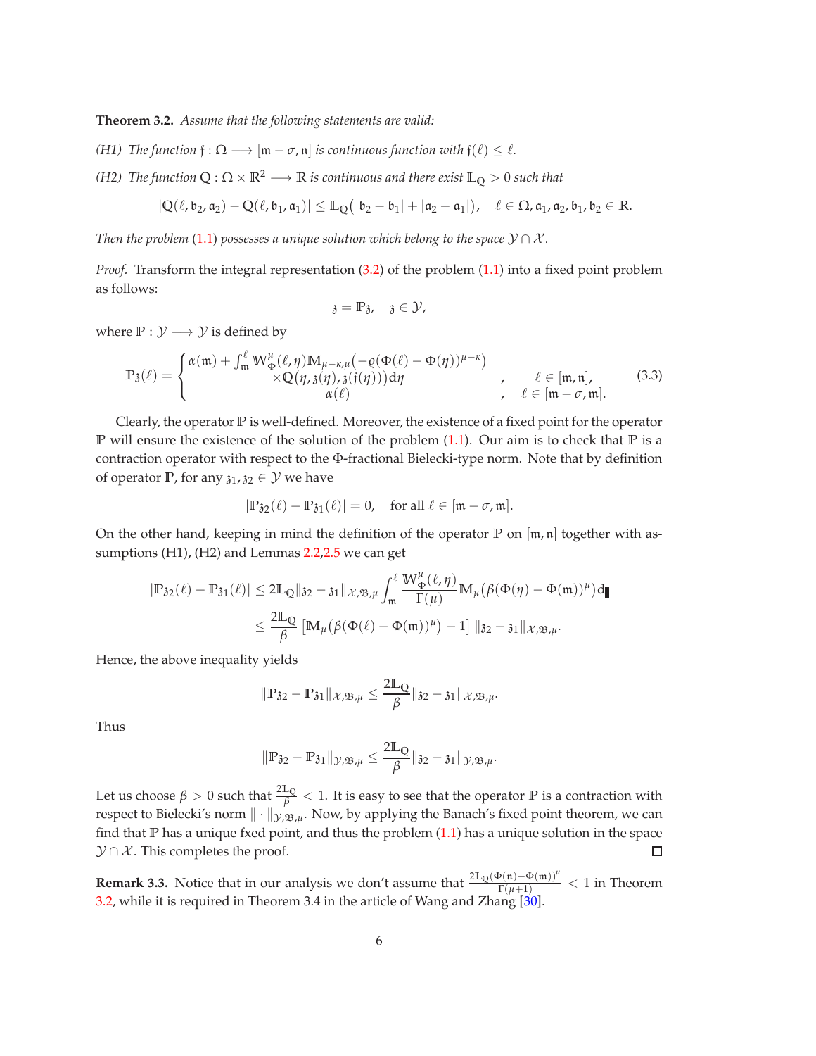**Theorem 3.2.** *Assume that the following statements are valid:*

*(H1) The function $\mathfrak{f} : \Omega \longrightarrow [\mathfrak{m} - \sigma, \mathfrak{n}]$ is continuous function with $\mathfrak{f}(\ell) \leq \ell$.*

*(H2) The function $\mathbb{Q} : \Omega \times \mathbb{R}^2 \longrightarrow \mathbb{R}$ is continuous and there exist $\mathbb{L}_{\mathbb{Q}} > 0$ such that*

$$|\mathbb{Q}(\ell, \mathfrak{b}_2, \mathfrak{a}_2) - \mathbb{Q}(\ell, \mathfrak{b}_1, \mathfrak{a}_1)| \leq \mathbb{L}_{\mathbb{Q}}\big(|\mathfrak{b}_2 - \mathfrak{b}_1| + |\mathfrak{a}_2 - \mathfrak{a}_1|\big), \quad \ell \in \Omega, \mathfrak{a}_1, \mathfrak{a}_2, \mathfrak{b}_1, \mathfrak{b}_2 \in \mathbb{R}.$$

*Then the problem (1.1) possesses a unique solution which belong to the space $\mathcal{Y} \cap \mathcal{X}$.*

*Proof.* Transform the integral representation (3.2) of the problem (1.1) into a fixed point problem as follows:

$$\mathfrak{z} = \mathbb{P}\mathfrak{z}, \quad \mathfrak{z} \in \mathcal{Y},$$

where $\mathbb{P} : \mathcal{Y} \longrightarrow \mathcal{Y}$ is defined by

$$\mathbb{P}\mathfrak{z}(\ell) = \begin{cases} \alpha(\mathfrak{m}) + \int_{\mathfrak{m}}^{\ell} \mathbb{W}_{\Phi}^{\mu}(\ell, \eta)\mathbb{M}_{\mu-\kappa,\mu}\big(-\varrho(\Phi(\ell) - \Phi(\eta))^{\mu-\kappa}\big) \\ \qquad \times \mathbb{Q}\big(\eta, \mathfrak{z}(\eta), \mathfrak{z}(\mathfrak{f}(\eta))\big)\mathrm{d}\eta & , \quad \ell \in [\mathfrak{m}, \mathfrak{n}], \\ \alpha(\ell) & , \quad \ell \in [\mathfrak{m} - \sigma, \mathfrak{m}]. \end{cases} \tag{3.3}$$

Clearly, the operator $\mathbb{P}$ is well-defined. Moreover, the existence of a fixed point for the operator $\mathbb{P}$ will ensure the existence of the solution of the problem (1.1). Our aim is to check that $\mathbb{P}$ is a contraction operator with respect to the $\Phi$-fractional Bielecki-type norm. Note that by definition of operator $\mathbb{P}$, for any $\mathfrak{z}_1, \mathfrak{z}_2 \in \mathcal{Y}$ we have

$$|\mathbb{P}\mathfrak{z}_2(\ell) - \mathbb{P}\mathfrak{z}_1(\ell)| = 0, \quad \text{for all } \ell \in [\mathfrak{m} - \sigma, \mathfrak{m}].$$

On the other hand, keeping in mind the definition of the operator $\mathbb{P}$ on $[\mathfrak{m}, \mathfrak{n}]$ together with assumptions (H1), (H2) and Lemmas 2.2,2.5 we can get

$$\begin{aligned} |\mathbb{P}\mathfrak{z}_2(\ell) - \mathbb{P}\mathfrak{z}_1(\ell)| &\leq 2\mathbb{L}_{\mathbb{Q}}\|\mathfrak{z}_2 - \mathfrak{z}_1\|_{\mathcal{X},\mathfrak{B},\mu} \int_{\mathfrak{m}}^{\ell} \frac{\mathbb{W}_{\Phi}^{\mu}(\ell, \eta)}{\Gamma(\mu)} \mathbb{M}_{\mu}\big(\beta(\Phi(\eta) - \Phi(\mathfrak{m}))^{\mu}\big)\mathrm{d}\eta \\ &\leq \frac{2\mathbb{L}_{\mathbb{Q}}}{\beta}\left[\mathbb{M}_{\mu}\big(\beta(\Phi(\ell) - \Phi(\mathfrak{m}))^{\mu}\big) - 1\right]\|\mathfrak{z}_2 - \mathfrak{z}_1\|_{\mathcal{X},\mathfrak{B},\mu}. \end{aligned}$$

Hence, the above inequality yields

$$\|\mathbb{P}\mathfrak{z}_2 - \mathbb{P}\mathfrak{z}_1\|_{\mathcal{X},\mathfrak{B},\mu} \leq \frac{2\mathbb{L}_{\mathbb{Q}}}{\beta}\|\mathfrak{z}_2 - \mathfrak{z}_1\|_{\mathcal{X},\mathfrak{B},\mu}.$$

Thus

$$\|\mathbb{P}\mathfrak{z}_2 - \mathbb{P}\mathfrak{z}_1\|_{\mathcal{Y},\mathfrak{B},\mu} \leq \frac{2\mathbb{L}_{\mathbb{Q}}}{\beta}\|\mathfrak{z}_2 - \mathfrak{z}_1\|_{\mathcal{Y},\mathfrak{B},\mu}.$$

Let us choose $\beta > 0$ such that $\frac{2\mathbb{L}_{\mathbb{Q}}}{\beta} < 1$. It is easy to see that the operator $\mathbb{P}$ is a contraction with respect to Bielecki's norm $\|\cdot\|_{\mathcal{Y},\mathfrak{B},\mu}$. Now, by applying the Banach's fixed point theorem, we can find that $\mathbb{P}$ has a unique fxed point, and thus the problem (1.1) has a unique solution in the space $\mathcal{Y} \cap \mathcal{X}$. This completes the proof. ◻

**Remark 3.3.** Notice that in our analysis we don't assume that $\frac{2\mathbb{L}_{\mathbb{Q}}(\Phi(\mathfrak{n}) - \Phi(\mathfrak{m}))^{\mu}}{\Gamma(\mu+1)} < 1$ in Theorem 3.2, while it is required in Theorem 3.4 in the article of Wang and Zhang [30].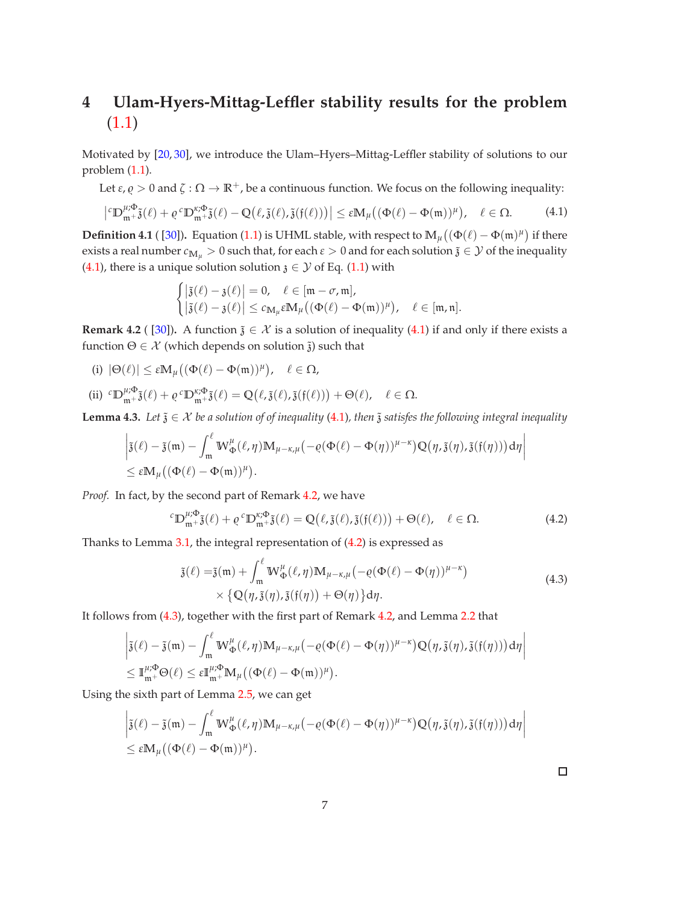# 4 Ulam-Hyers-Mittag-Leffler stability results for the problem (1.1)

Motivated by [20, 30], we introduce the Ulam–Hyers–Mittag-Leffler stability of solutions to our problem (1.1).

Let $\varepsilon, \varrho > 0$ and $\zeta : \Omega \to \mathbb{R}^+$, be a continuous function. We focus on the following inequality:

$$\left| {}^{c}\mathbb{D}^{\mu;\Phi}_{\mathfrak{m}^+}\tilde{\mathfrak{z}}(\ell) + \varrho\, {}^{c}\mathbb{D}^{\kappa;\Phi}_{\mathfrak{m}^+}\tilde{\mathfrak{z}}(\ell) - \mathbb{Q}\big(\ell, \tilde{\mathfrak{z}}(\ell), \tilde{\mathfrak{z}}(\mathfrak{f}(\ell))\big) \right| \leq \varepsilon \mathbb{M}_{\mu}\big((\Phi(\ell) - \Phi(\mathfrak{m}))^{\mu}\big), \quad \ell \in \Omega. \tag{4.1}$$

**Definition 4.1** ( [30]). Equation (1.1) is UHML stable, with respect to $\mathbb{M}_{\mu}\big((\Phi(\ell) - \Phi(\mathfrak{m})^{\mu}\big)$ if there exists a real number $c_{\mathbb{M}_{\mu}} > 0$ such that, for each $\varepsilon > 0$ and for each solution $\tilde{\mathfrak{z}} \in \mathcal{Y}$ of the inequality (4.1), there is a unique solution solution $\mathfrak{z} \in \mathcal{Y}$ of Eq. (1.1) with

$$\begin{cases} \big|\tilde{\mathfrak{z}}(\ell) - \mathfrak{z}(\ell)\big| = 0, & \ell \in [\mathfrak{m} - \sigma, \mathfrak{m}], \\ \big|\tilde{\mathfrak{z}}(\ell) - \mathfrak{z}(\ell)\big| \leq c_{\mathbb{M}_{\mu}} \varepsilon \mathbb{M}_{\mu}\big((\Phi(\ell) - \Phi(\mathfrak{m}))^{\mu}\big), & \ell \in [\mathfrak{m}, \mathfrak{n}]. \end{cases}$$

**Remark 4.2** ( [30]). A function $\tilde{\mathfrak{z}} \in \mathcal{X}$ is a solution of inequality (4.1) if and only if there exists a function $\Theta \in \mathcal{X}$ (which depends on solution $\tilde{\mathfrak{z}}$) such that

(i) $|\Theta(\ell)| \leq \varepsilon \mathbb{M}_{\mu}\big((\Phi(\ell) - \Phi(\mathfrak{m}))^{\mu}\big), \quad \ell \in \Omega,$

(ii) ${}^{c}\mathbb{D}^{\mu;\Phi}_{\mathfrak{m}^+}\tilde{\mathfrak{z}}(\ell) + \varrho\, {}^{c}\mathbb{D}^{\kappa;\Phi}_{\mathfrak{m}^+}\tilde{\mathfrak{z}}(\ell) = \mathbb{Q}\big(\ell, \tilde{\mathfrak{z}}(\ell), \tilde{\mathfrak{z}}(\mathfrak{f}(\ell))\big) + \Theta(\ell), \quad \ell \in \Omega.$

**Lemma 4.3.** *Let $\tilde{\mathfrak{z}} \in \mathcal{X}$ be a solution of of inequality (4.1), then $\tilde{\mathfrak{z}}$ satisfes the following integral inequality*

$$\left| \tilde{\mathfrak{z}}(\ell) - \tilde{\mathfrak{z}}(\mathfrak{m}) - \int_{\mathfrak{m}}^{\ell} \mathbb{W}^{\mu}_{\Phi}(\ell, \eta) \mathbb{M}_{\mu-\kappa,\mu}\big(-\varrho(\Phi(\ell) - \Phi(\eta))^{\mu-\kappa}\big) \mathbb{Q}\big(\eta, \tilde{\mathfrak{z}}(\eta), \tilde{\mathfrak{z}}(\mathfrak{f}(\eta))\big) d\eta \right|$$
$$\leq \varepsilon \mathbb{M}_{\mu}\big((\Phi(\ell) - \Phi(\mathfrak{m}))^{\mu}\big).$$

*Proof.* In fact, by the second part of Remark 4.2, we have

$${}^{c}\mathbb{D}^{\mu;\Phi}_{\mathfrak{m}^+}\tilde{\mathfrak{z}}(\ell) + \varrho\, {}^{c}\mathbb{D}^{\kappa;\Phi}_{\mathfrak{m}^+}\tilde{\mathfrak{z}}(\ell) = \mathbb{Q}\big(\ell, \tilde{\mathfrak{z}}(\ell), \tilde{\mathfrak{z}}(\mathfrak{f}(\ell))\big) + \Theta(\ell), \quad \ell \in \Omega. \tag{4.2}$$

Thanks to Lemma 3.1, the integral representation of (4.2) is expressed as

$$\begin{aligned} \tilde{\mathfrak{z}}(\ell) =& \tilde{\mathfrak{z}}(\mathfrak{m}) + \int_{\mathfrak{m}}^{\ell} \mathbb{W}^{\mu}_{\Phi}(\ell, \eta) \mathbb{M}_{\mu-\kappa,\mu}\big(-\varrho(\Phi(\ell) - \Phi(\eta))^{\mu-\kappa}\big) \\ &\times \big\{\mathbb{Q}\big(\eta, \tilde{\mathfrak{z}}(\eta), \tilde{\mathfrak{z}}(\mathfrak{f}(\eta))\big) + \Theta(\eta)\big\} d\eta. \end{aligned} \tag{4.3}$$

It follows from (4.3), together with the first part of Remark 4.2, and Lemma 2.2 that

$$\left| \tilde{\mathfrak{z}}(\ell) - \tilde{\mathfrak{z}}(\mathfrak{m}) - \int_{\mathfrak{m}}^{\ell} \mathbb{W}^{\mu}_{\Phi}(\ell, \eta) \mathbb{M}_{\mu-\kappa,\mu}\big(-\varrho(\Phi(\ell) - \Phi(\eta))^{\mu-\kappa}\big) \mathbb{Q}\big(\eta, \tilde{\mathfrak{z}}(\eta), \tilde{\mathfrak{z}}(\mathfrak{f}(\eta))\big) d\eta \right|$$
$$\leq \mathbb{I}^{\mu;\Phi}_{\mathfrak{m}^+}\Theta(\ell) \leq \varepsilon \mathbb{I}^{\mu;\Phi}_{\mathfrak{m}^+}\mathbb{M}_{\mu}\big((\Phi(\ell) - \Phi(\mathfrak{m}))^{\mu}\big).$$

Using the sixth part of Lemma 2.5, we can get

$$\left| \tilde{\mathfrak{z}}(\ell) - \tilde{\mathfrak{z}}(\mathfrak{m}) - \int_{\mathfrak{m}}^{\ell} \mathbb{W}^{\mu}_{\Phi}(\ell, \eta) \mathbb{M}_{\mu-\kappa,\mu}\big(-\varrho(\Phi(\ell) - \Phi(\eta))^{\mu-\kappa}\big) \mathbb{Q}\big(\eta, \tilde{\mathfrak{z}}(\eta), \tilde{\mathfrak{z}}(\mathfrak{f}(\eta))\big) d\eta \right|$$
$$\leq \varepsilon \mathbb{M}_{\mu}\big((\Phi(\ell) - \Phi(\mathfrak{m}))^{\mu}\big).$$

∎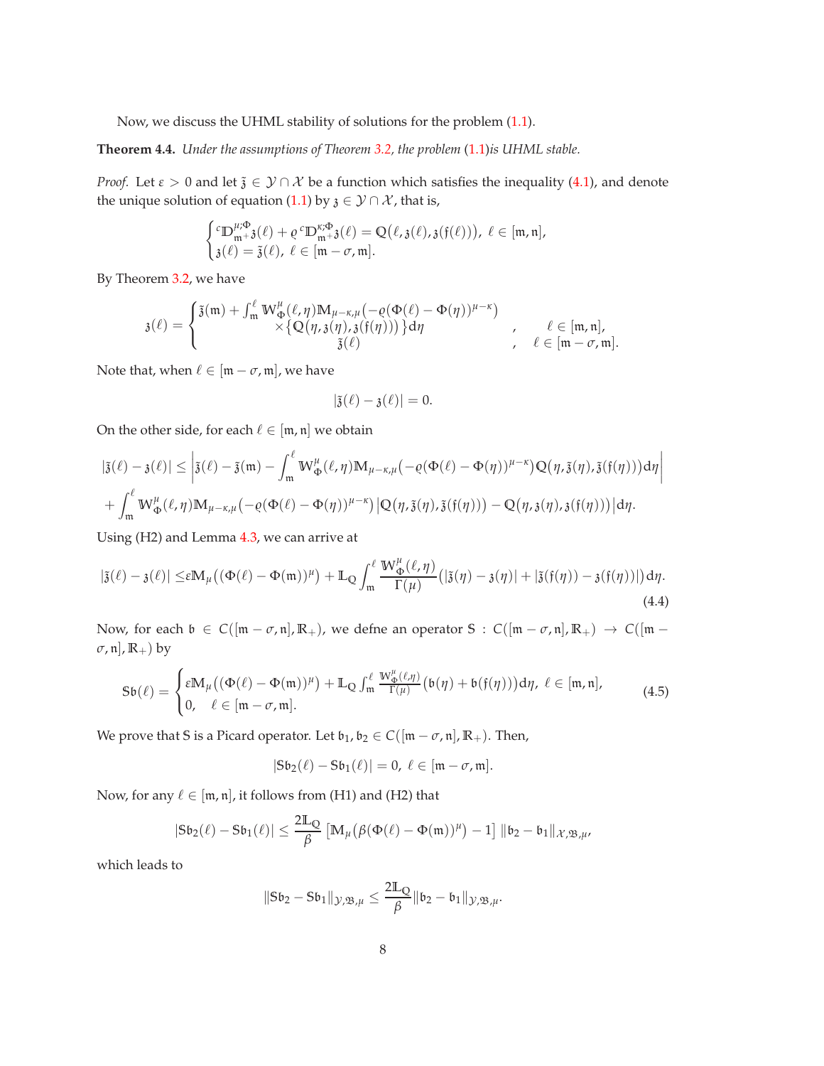Now, we discuss the UHML stability of solutions for the problem (1.1).

**Theorem 4.4.** *Under the assumptions of Theorem 3.2, the problem* (1.1)*is UHML stable.*

*Proof.* Let $\varepsilon > 0$ and let $\tilde{\mathfrak{z}} \in \mathcal{Y} \cap \mathcal{X}$ be a function which satisfies the inequality (4.1), and denote the unique solution of equation (1.1) by $\mathfrak{z} \in \mathcal{Y} \cap \mathcal{X}$, that is,

$$\begin{cases} {}^{c}\mathbb{D}^{\mu;\Phi}_{\mathfrak{m}^+}\mathfrak{z}(\ell) + \varrho\, {}^{c}\mathbb{D}^{\kappa;\Phi}_{\mathfrak{m}^+}\mathfrak{z}(\ell) = \mathbb{Q}\big(\ell, \mathfrak{z}(\ell), \mathfrak{z}(\mathfrak{f}(\ell))\big),\ \ell \in [\mathfrak{m}, \mathfrak{n}], \\ \mathfrak{z}(\ell) = \tilde{\mathfrak{z}}(\ell),\ \ell \in [\mathfrak{m} - \sigma, \mathfrak{m}]. \end{cases}$$

By Theorem 3.2, we have

$$\mathfrak{z}(\ell) = \begin{cases} \tilde{\mathfrak{z}}(\mathfrak{m}) + \int_{\mathfrak{m}}^{\ell} \mathbb{W}^{\mu}_{\Phi}(\ell, \eta)\mathbb{M}_{\mu-\kappa,\mu}\big(-\varrho(\Phi(\ell) - \Phi(\eta))^{\mu-\kappa}\big) \\ \qquad \times \big\{\mathbb{Q}\big(\eta, \mathfrak{z}(\eta), \mathfrak{z}(\mathfrak{f}(\eta))\big)\big\}d\eta \qquad , \quad \ell \in [\mathfrak{m}, \mathfrak{n}], \\ \tilde{\mathfrak{z}}(\ell) \qquad , \quad \ell \in [\mathfrak{m} - \sigma, \mathfrak{m}]. \end{cases}$$

Note that, when $\ell \in [\mathfrak{m} - \sigma, \mathfrak{m}]$, we have

$$|\tilde{\mathfrak{z}}(\ell) - \mathfrak{z}(\ell)| = 0.$$

On the other side, for each $\ell \in [\mathfrak{m}, \mathfrak{n}]$ we obtain

$$\begin{aligned} |\tilde{\mathfrak{z}}(\ell) - \mathfrak{z}(\ell)| \leq& \left|\tilde{\mathfrak{z}}(\ell) - \tilde{\mathfrak{z}}(\mathfrak{m}) - \int_{\mathfrak{m}}^{\ell} \mathbb{W}^{\mu}_{\Phi}(\ell, \eta)\mathbb{M}_{\mu-\kappa,\mu}\big(-\varrho(\Phi(\ell) - \Phi(\eta))^{\mu-\kappa}\big)\mathbb{Q}\big(\eta, \tilde{\mathfrak{z}}(\eta), \tilde{\mathfrak{z}}(\mathfrak{f}(\eta))\big)d\eta\right| \\ &+ \int_{\mathfrak{m}}^{\ell} \mathbb{W}^{\mu}_{\Phi}(\ell, \eta)\mathbb{M}_{\mu-\kappa,\mu}\big(-\varrho(\Phi(\ell) - \Phi(\eta))^{\mu-\kappa}\big)\big|\mathbb{Q}\big(\eta, \tilde{\mathfrak{z}}(\eta), \tilde{\mathfrak{z}}(\mathfrak{f}(\eta))\big) - \mathbb{Q}\big(\eta, \mathfrak{z}(\eta), \mathfrak{z}(\mathfrak{f}(\eta))\big)\big|d\eta. \end{aligned}$$

Using (H2) and Lemma 4.3, we can arrive at

$$|\tilde{\mathfrak{z}}(\ell) - \mathfrak{z}(\ell)| \leq \varepsilon\mathbb{M}_{\mu}\big((\Phi(\ell) - \Phi(\mathfrak{m}))^{\mu}\big) + \mathbb{L}_{\mathbb{Q}} \int_{\mathfrak{m}}^{\ell} \frac{\mathbb{W}^{\mu}_{\Phi}(\ell, \eta)}{\Gamma(\mu)}\big(|\tilde{\mathfrak{z}}(\eta) - \mathfrak{z}(\eta)| + |\tilde{\mathfrak{z}}(\mathfrak{f}(\eta)) - \mathfrak{z}(\mathfrak{f}(\eta))|\big)d\eta. \tag{4.4}$$

Now, for each $\mathfrak{b} \in C([\mathfrak{m} - \sigma, \mathfrak{n}], \mathbb{R}_+)$, we defne an operator $\mathbb{S} : C([\mathfrak{m} - \sigma, \mathfrak{n}], \mathbb{R}_+) \to C([\mathfrak{m} - \sigma, \mathfrak{n}], \mathbb{R}_+)$ by

$$\mathbb{S}\mathfrak{b}(\ell) = \begin{cases} \varepsilon\mathbb{M}_{\mu}\big((\Phi(\ell) - \Phi(\mathfrak{m}))^{\mu}\big) + \mathbb{L}_{\mathbb{Q}} \int_{\mathfrak{m}}^{\ell} \frac{\mathbb{W}^{\mu}_{\Phi}(\ell,\eta)}{\Gamma(\mu)}\big(\mathfrak{b}(\eta) + \mathfrak{b}(\mathfrak{f}(\eta))\big)d\eta,\ \ell \in [\mathfrak{m}, \mathfrak{n}], \\ 0, \quad \ell \in [\mathfrak{m} - \sigma, \mathfrak{m}]. \end{cases} \tag{4.5}$$

We prove that $\mathbb{S}$ is a Picard operator. Let $\mathfrak{b}_1, \mathfrak{b}_2 \in C([\mathfrak{m} - \sigma, \mathfrak{n}], \mathbb{R}_+)$. Then,

$$|\mathbb{S}\mathfrak{b}_2(\ell) - \mathbb{S}\mathfrak{b}_1(\ell)| = 0,\ \ell \in [\mathfrak{m} - \sigma, \mathfrak{m}].$$

Now, for any $\ell \in [\mathfrak{m}, \mathfrak{n}]$, it follows from (H1) and (H2) that

$$|\mathbb{S}\mathfrak{b}_2(\ell) - \mathbb{S}\mathfrak{b}_1(\ell)| \leq \frac{2\mathbb{L}_{\mathbb{Q}}}{\beta}\left[\mathbb{M}_{\mu}\big(\beta(\Phi(\ell) - \Phi(\mathfrak{m}))^{\mu}\big) - 1\right]\|\mathfrak{b}_2 - \mathfrak{b}_1\|_{\mathcal{X},\mathfrak{B},\mu},$$

which leads to

$$\|\mathbb{S}\mathfrak{b}_2 - \mathbb{S}\mathfrak{b}_1\|_{\mathcal{Y},\mathfrak{B},\mu} \leq \frac{2\mathbb{L}_{\mathbb{Q}}}{\beta}\|\mathfrak{b}_2 - \mathfrak{b}_1\|_{\mathcal{Y},\mathfrak{B},\mu}.$$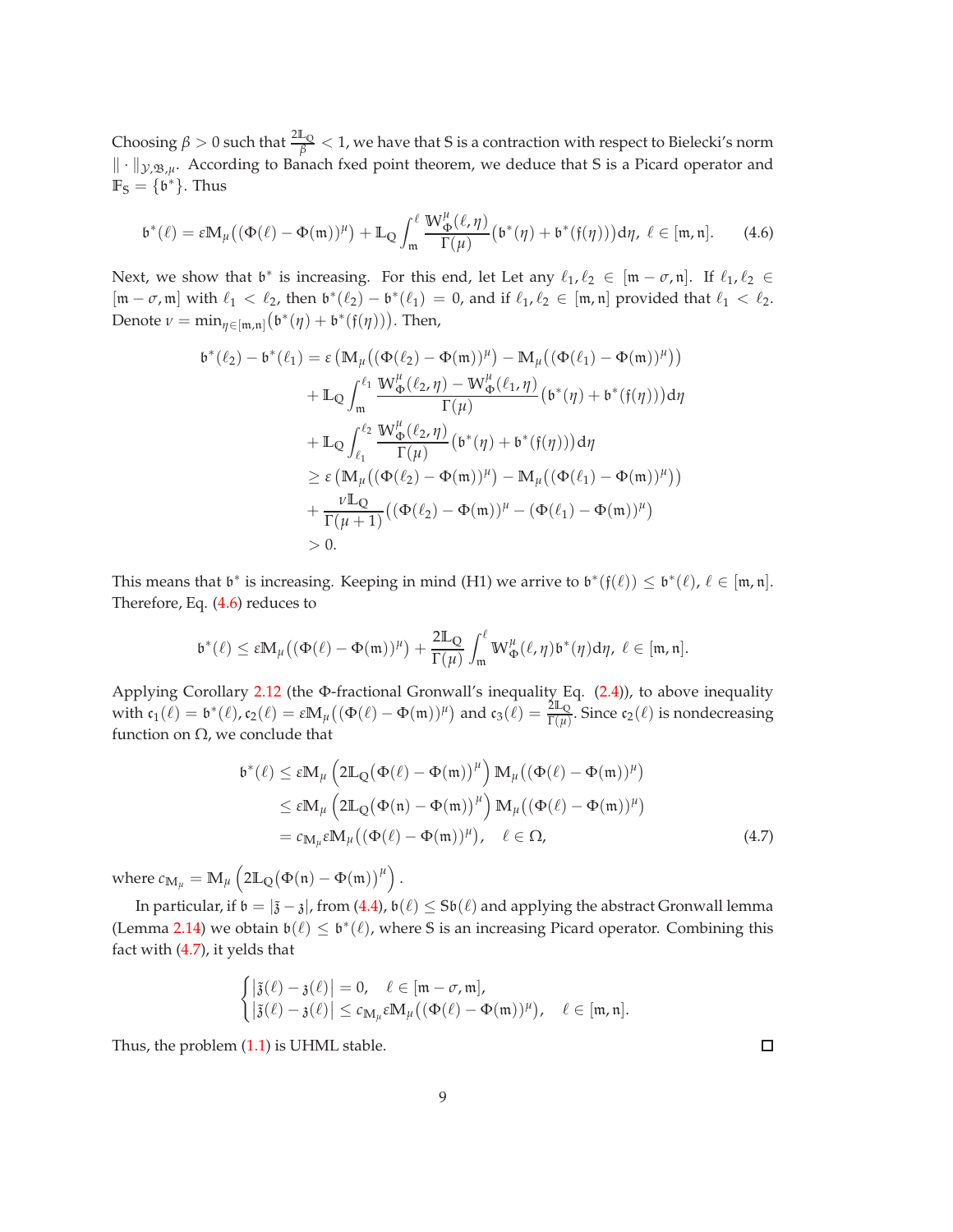Choosing $\beta > 0$ such that $\frac{2\mathbb{L}_{\mathrm{Q}}}{\beta} < 1$, we have that $\mathrm{S}$ is a contraction with respect to Bielecki's norm $\|\cdot\|_{\mathcal{Y},\mathfrak{B},\mu}$. According to Banach fxed point theorem, we deduce that $\mathrm{S}$ is a Picard operator and $\mathbb{F}_{\mathrm{S}} = \{\mathfrak{b}^*\}$. Thus

$$\mathfrak{b}^*(\ell) = \varepsilon \mathbb{M}_\mu\big((\Phi(\ell) - \Phi(\mathfrak{m}))^\mu\big) + \mathbb{L}_{\mathrm{Q}} \int_{\mathfrak{m}}^{\ell} \frac{\mathbb{W}_\Phi^\mu(\ell,\eta)}{\Gamma(\mu)} \big(\mathfrak{b}^*(\eta) + \mathfrak{b}^*(\mathfrak{f}(\eta))\big) d\eta, \ \ell \in [\mathfrak{m},\mathfrak{n}]. \tag{4.6}$$

Next, we show that $\mathfrak{b}^*$ is increasing. For this end, let Let any $\ell_1, \ell_2 \in [\mathfrak{m}-\sigma,\mathfrak{n}]$. If $\ell_1, \ell_2 \in [\mathfrak{m}-\sigma,\mathfrak{m}]$ with $\ell_1 < \ell_2$, then $\mathfrak{b}^*(\ell_2) - \mathfrak{b}^*(\ell_1) = 0$, and if $\ell_1, \ell_2 \in [\mathfrak{m},\mathfrak{n}]$ provided that $\ell_1 < \ell_2$. Denote $\nu = \min_{\eta \in [\mathfrak{m},\mathfrak{n}]}\big(\mathfrak{b}^*(\eta) + \mathfrak{b}^*(\mathfrak{f}(\eta))\big)$. Then,

$$\begin{aligned}
\mathfrak{b}^*(\ell_2) - \mathfrak{b}^*(\ell_1) &= \varepsilon\left(\mathbb{M}_\mu\big((\Phi(\ell_2) - \Phi(\mathfrak{m}))^\mu\big) - \mathbb{M}_\mu\big((\Phi(\ell_1) - \Phi(\mathfrak{m}))^\mu\big)\right) \\
&\quad + \mathbb{L}_{\mathrm{Q}} \int_{\mathfrak{m}}^{\ell_1} \frac{\mathbb{W}_\Phi^\mu(\ell_2,\eta) - \mathbb{W}_\Phi^\mu(\ell_1,\eta)}{\Gamma(\mu)} \big(\mathfrak{b}^*(\eta) + \mathfrak{b}^*(\mathfrak{f}(\eta))\big) d\eta \\
&\quad + \mathbb{L}_{\mathrm{Q}} \int_{\ell_1}^{\ell_2} \frac{\mathbb{W}_\Phi^\mu(\ell_2,\eta)}{\Gamma(\mu)} \big(\mathfrak{b}^*(\eta) + \mathfrak{b}^*(\mathfrak{f}(\eta))\big) d\eta \\
&\geq \varepsilon\left(\mathbb{M}_\mu\big((\Phi(\ell_2) - \Phi(\mathfrak{m}))^\mu\big) - \mathbb{M}_\mu\big((\Phi(\ell_1) - \Phi(\mathfrak{m}))^\mu\big)\right) \\
&\quad + \frac{\nu \mathbb{L}_{\mathrm{Q}}}{\Gamma(\mu+1)}\big((\Phi(\ell_2) - \Phi(\mathfrak{m}))^\mu - (\Phi(\ell_1) - \Phi(\mathfrak{m}))^\mu\big) \\
&> 0.
\end{aligned}$$

This means that $\mathfrak{b}^*$ is increasing. Keeping in mind (H1) we arrive to $\mathfrak{b}^*(\mathfrak{f}(\ell)) \leq \mathfrak{b}^*(\ell)$, $\ell \in [\mathfrak{m},\mathfrak{n}]$. Therefore, Eq. (4.6) reduces to

$$\mathfrak{b}^*(\ell) \leq \varepsilon \mathbb{M}_\mu\big((\Phi(\ell) - \Phi(\mathfrak{m}))^\mu\big) + \frac{2\mathbb{L}_{\mathrm{Q}}}{\Gamma(\mu)} \int_{\mathfrak{m}}^{\ell} \mathbb{W}_\Phi^\mu(\ell,\eta)\mathfrak{b}^*(\eta) d\eta, \ \ell \in [\mathfrak{m},\mathfrak{n}].$$

Applying Corollary 2.12 (the $\Phi$-fractional Gronwall's inequality Eq. (2.4)), to above inequality with $\mathfrak{c}_1(\ell) = \mathfrak{b}^*(\ell)$, $\mathfrak{c}_2(\ell) = \varepsilon \mathbb{M}_\mu\big((\Phi(\ell) - \Phi(\mathfrak{m}))^\mu\big)$ and $\mathfrak{c}_3(\ell) = \frac{2\mathbb{L}_{\mathrm{Q}}}{\Gamma(\mu)}$. Since $\mathfrak{c}_2(\ell)$ is nondecreasing function on $\Omega$, we conclude that

$$\begin{aligned}
\mathfrak{b}^*(\ell) &\leq \varepsilon \mathbb{M}_\mu\left(2\mathbb{L}_{\mathrm{Q}}\big(\Phi(\ell) - \Phi(\mathfrak{m})\big)^\mu\right) \mathbb{M}_\mu\big((\Phi(\ell) - \Phi(\mathfrak{m}))^\mu\big) \\
&\leq \varepsilon \mathbb{M}_\mu\left(2\mathbb{L}_{\mathrm{Q}}\big(\Phi(\mathfrak{n}) - \Phi(\mathfrak{m})\big)^\mu\right) \mathbb{M}_\mu\big((\Phi(\ell) - \Phi(\mathfrak{m}))^\mu\big) \\
&= c_{\mathbb{M}_\mu} \varepsilon \mathbb{M}_\mu\big((\Phi(\ell) - \Phi(\mathfrak{m}))^\mu\big), \quad \ell \in \Omega,
\end{aligned} \tag{4.7}$$

where $c_{\mathbb{M}_\mu} = \mathbb{M}_\mu\left(2\mathbb{L}_{\mathrm{Q}}\big(\Phi(\mathfrak{n}) - \Phi(\mathfrak{m})\big)^\mu\right)$.

In particular, if $\mathfrak{b} = |\tilde{\mathfrak{z}} - \mathfrak{z}|$, from (4.4), $\mathfrak{b}(\ell) \leq \mathrm{S}\mathfrak{b}(\ell)$ and applying the abstract Gronwall lemma (Lemma 2.14) we obtain $\mathfrak{b}(\ell) \leq \mathfrak{b}^*(\ell)$, where $\mathrm{S}$ is an increasing Picard operator. Combining this fact with (4.7), it yelds that

$$\begin{cases}
|\tilde{\mathfrak{z}}(\ell) - \mathfrak{z}(\ell)| = 0, & \ell \in [\mathfrak{m}-\sigma,\mathfrak{m}], \\
|\tilde{\mathfrak{z}}(\ell) - \mathfrak{z}(\ell)| \leq c_{\mathbb{M}_\mu} \varepsilon \mathbb{M}_\mu\big((\Phi(\ell) - \Phi(\mathfrak{m}))^\mu\big), & \ell \in [\mathfrak{m},\mathfrak{n}].
\end{cases}$$

Thus, the problem (1.1) is UHML stable. □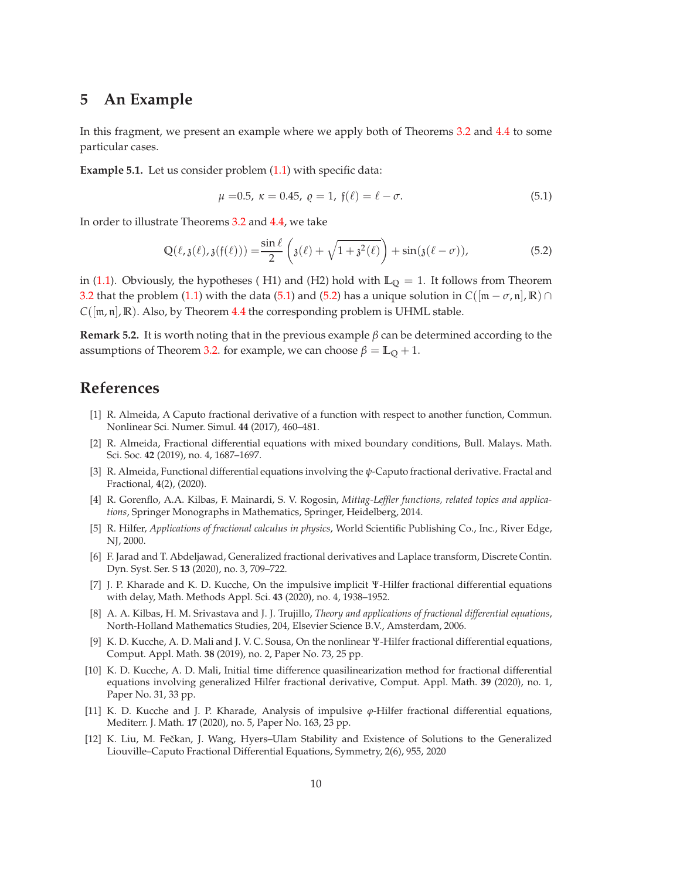# 5 An Example

In this fragment, we present an example where we apply both of Theorems 3.2 and 4.4 to some particular cases.

**Example 5.1.** Let us consider problem (1.1) with specific data:

$$\mu = 0.5,\ \kappa = 0.45,\ \varrho = 1,\ \mathfrak{f}(\ell) = \ell - \sigma. \tag{5.1}$$

In order to illustrate Theorems 3.2 and 4.4, we take

$$\mathbb{Q}(\ell, \mathfrak{z}(\ell), \mathfrak{z}(\mathfrak{f}(\ell))) = \frac{\sin \ell}{2}\left(\mathfrak{z}(\ell) + \sqrt{1 + \mathfrak{z}^2(\ell)}\right) + \sin(\mathfrak{z}(\ell - \sigma)), \tag{5.2}$$

in (1.1). Obviously, the hypotheses ( H1) and (H2) hold with $\mathbb{L}_{\mathbb{Q}} = 1$. It follows from Theorem 3.2 that the problem (1.1) with the data (5.1) and (5.2) has a unique solution in $C([\mathfrak{m} - \sigma, \mathfrak{n}], \mathbb{R}) \cap C([\mathfrak{m}, \mathfrak{n}], \mathbb{R})$. Also, by Theorem 4.4 the corresponding problem is UHML stable.

**Remark 5.2.** It is worth noting that in the previous example $\beta$ can be determined according to the assumptions of Theorem 3.2. for example, we can choose $\beta = \mathbb{L}_{\mathbb{Q}} + 1$.

# References

[1] R. Almeida, A Caputo fractional derivative of a function with respect to another function, Commun. Nonlinear Sci. Numer. Simul. **44** (2017), 460–481.

[2] R. Almeida, Fractional differential equations with mixed boundary conditions, Bull. Malays. Math. Sci. Soc. **42** (2019), no. 4, 1687–1697.

[3] R. Almeida, Functional differential equations involving the $\psi$-Caputo fractional derivative. Fractal and Fractional, **4**(2), (2020).

[4] R. Gorenflo, A.A. Kilbas, F. Mainardi, S. V. Rogosin, *Mittag-Leffler functions, related topics and applications*, Springer Monographs in Mathematics, Springer, Heidelberg, 2014.

[5] R. Hilfer, *Applications of fractional calculus in physics*, World Scientific Publishing Co., Inc., River Edge, NJ, 2000.

[6] F. Jarad and T. Abdeljawad, Generalized fractional derivatives and Laplace transform, Discrete Contin. Dyn. Syst. Ser. S **13** (2020), no. 3, 709–722.

[7] J. P. Kharade and K. D. Kucche, On the impulsive implicit Ψ-Hilfer fractional differential equations with delay, Math. Methods Appl. Sci. **43** (2020), no. 4, 1938–1952.

[8] A. A. Kilbas, H. M. Srivastava and J. J. Trujillo, *Theory and applications of fractional differential equations*, North-Holland Mathematics Studies, 204, Elsevier Science B.V., Amsterdam, 2006.

[9] K. D. Kucche, A. D. Mali and J. V. C. Sousa, On the nonlinear Ψ-Hilfer fractional differential equations, Comput. Appl. Math. **38** (2019), no. 2, Paper No. 73, 25 pp.

[10] K. D. Kucche, A. D. Mali, Initial time difference quasilinearization method for fractional differential equations involving generalized Hilfer fractional derivative, Comput. Appl. Math. **39** (2020), no. 1, Paper No. 31, 33 pp.

[11] K. D. Kucche and J. P. Kharade, Analysis of impulsive $\varphi$-Hilfer fractional differential equations, Mediterr. J. Math. **17** (2020), no. 5, Paper No. 163, 23 pp.

[12] K. Liu, M. Fečkan, J. Wang, Hyers–Ulam Stability and Existence of Solutions to the Generalized Liouville–Caputo Fractional Differential Equations, Symmetry, 2(6), 955, 2020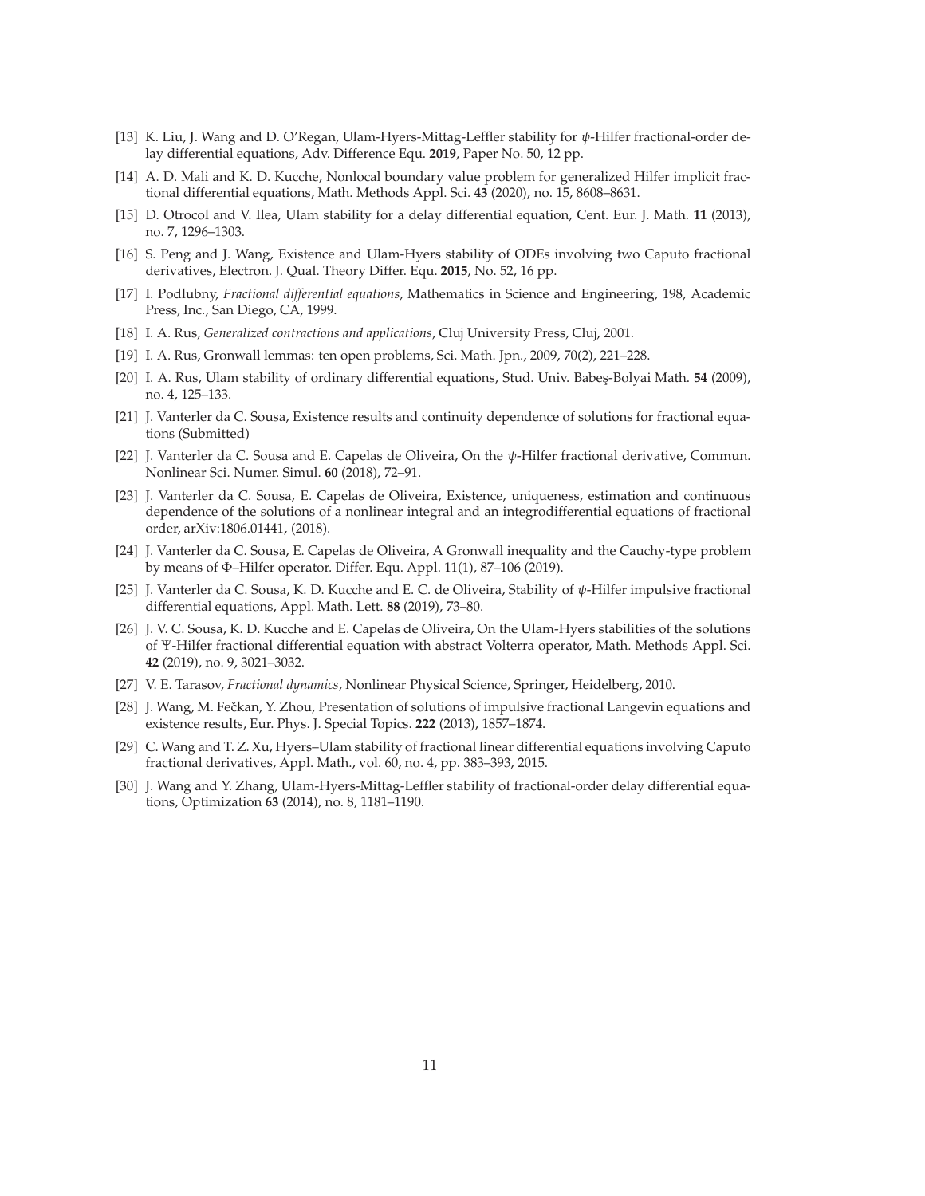[13] K. Liu, J. Wang and D. O'Regan, Ulam-Hyers-Mittag-Leffler stability for $\psi$-Hilfer fractional-order delay differential equations, Adv. Difference Equ. **2019**, Paper No. 50, 12 pp.

[14] A. D. Mali and K. D. Kucche, Nonlocal boundary value problem for generalized Hilfer implicit fractional differential equations, Math. Methods Appl. Sci. **43** (2020), no. 15, 8608–8631.

[15] D. Otrocol and V. Ilea, Ulam stability for a delay differential equation, Cent. Eur. J. Math. **11** (2013), no. 7, 1296–1303.

[16] S. Peng and J. Wang, Existence and Ulam-Hyers stability of ODEs involving two Caputo fractional derivatives, Electron. J. Qual. Theory Differ. Equ. **2015**, No. 52, 16 pp.

[17] I. Podlubny, *Fractional differential equations*, Mathematics in Science and Engineering, 198, Academic Press, Inc., San Diego, CA, 1999.

[18] I. A. Rus, *Generalized contractions and applications*, Cluj University Press, Cluj, 2001.

[19] I. A. Rus, Gronwall lemmas: ten open problems, Sci. Math. Jpn., 2009, 70(2), 221–228.

[20] I. A. Rus, Ulam stability of ordinary differential equations, Stud. Univ. Babeş-Bolyai Math. **54** (2009), no. 4, 125–133.

[21] J. Vanterler da C. Sousa, Existence results and continuity dependence of solutions for fractional equations (Submitted)

[22] J. Vanterler da C. Sousa and E. Capelas de Oliveira, On the $\psi$-Hilfer fractional derivative, Commun. Nonlinear Sci. Numer. Simul. **60** (2018), 72–91.

[23] J. Vanterler da C. Sousa, E. Capelas de Oliveira, Existence, uniqueness, estimation and continuous dependence of the solutions of a nonlinear integral and an integrodifferential equations of fractional order, arXiv:1806.01441, (2018).

[24] J. Vanterler da C. Sousa, E. Capelas de Oliveira, A Gronwall inequality and the Cauchy-type problem by means of $\Phi$–Hilfer operator. Differ. Equ. Appl. 11(1), 87–106 (2019).

[25] J. Vanterler da C. Sousa, K. D. Kucche and E. C. de Oliveira, Stability of $\psi$-Hilfer impulsive fractional differential equations, Appl. Math. Lett. **88** (2019), 73–80.

[26] J. V. C. Sousa, K. D. Kucche and E. Capelas de Oliveira, On the Ulam-Hyers stabilities of the solutions of $\Psi$-Hilfer fractional differential equation with abstract Volterra operator, Math. Methods Appl. Sci. **42** (2019), no. 9, 3021–3032.

[27] V. E. Tarasov, *Fractional dynamics*, Nonlinear Physical Science, Springer, Heidelberg, 2010.

[28] J. Wang, M. Fečkan, Y. Zhou, Presentation of solutions of impulsive fractional Langevin equations and existence results, Eur. Phys. J. Special Topics. **222** (2013), 1857–1874.

[29] C. Wang and T. Z. Xu, Hyers–Ulam stability of fractional linear differential equations involving Caputo fractional derivatives, Appl. Math., vol. 60, no. 4, pp. 383–393, 2015.

[30] J. Wang and Y. Zhang, Ulam-Hyers-Mittag-Leffler stability of fractional-order delay differential equations, Optimization **63** (2014), no. 8, 1181–1190.